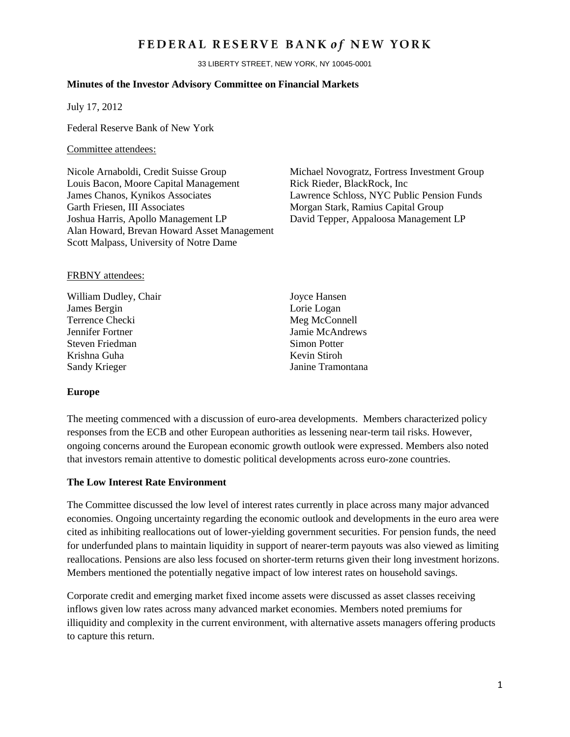# FEDERAL RESERVE BANK *of* NEW YORK

33 LIBERTY STREET, NEW YORK, NY 10045-0001

**Minutes of the Investor Advisory Committee on Financial Markets**

July 17, 2012

Federal Reserve Bank of New York

Committee attendees:

Nicole Arnaboldi, Credit Suisse Group
Louis Bacon, Moore Capital Management
James Chanos, Kynikos Associates
Garth Friesen, III Associates
Joshua Harris, Apollo Management LP
Alan Howard, Brevan Howard Asset Management
Scott Malpass, University of Notre Dame
Michael Novogratz, Fortress Investment Group
Rick Rieder, BlackRock, Inc
Lawrence Schloss, NYC Public Pension Funds
Morgan Stark, Ramius Capital Group
David Tepper, Appaloosa Management LP

FRBNY attendees:

William Dudley, Chair
James Bergin
Terrence Checki
Jennifer Fortner
Steven Friedman
Krishna Guha
Sandy Krieger
Joyce Hansen
Lorie Logan
Meg McConnell
Jamie McAndrews
Simon Potter
Kevin Stiroh
Janine Tramontana

## Europe

The meeting commenced with a discussion of euro-area developments. Members characterized policy responses from the ECB and other European authorities as lessening near-term tail risks. However, ongoing concerns around the European economic growth outlook were expressed. Members also noted that investors remain attentive to domestic political developments across euro-zone countries.

## The Low Interest Rate Environment

The Committee discussed the low level of interest rates currently in place across many major advanced economies. Ongoing uncertainty regarding the economic outlook and developments in the euro area were cited as inhibiting reallocations out of lower-yielding government securities. For pension funds, the need for underfunded plans to maintain liquidity in support of nearer-term payouts was also viewed as limiting reallocations. Pensions are also less focused on shorter-term returns given their long investment horizons. Members mentioned the potentially negative impact of low interest rates on household savings.

Corporate credit and emerging market fixed income assets were discussed as asset classes receiving inflows given low rates across many advanced market economies. Members noted premiums for illiquidity and complexity in the current environment, with alternative assets managers offering products to capture this return.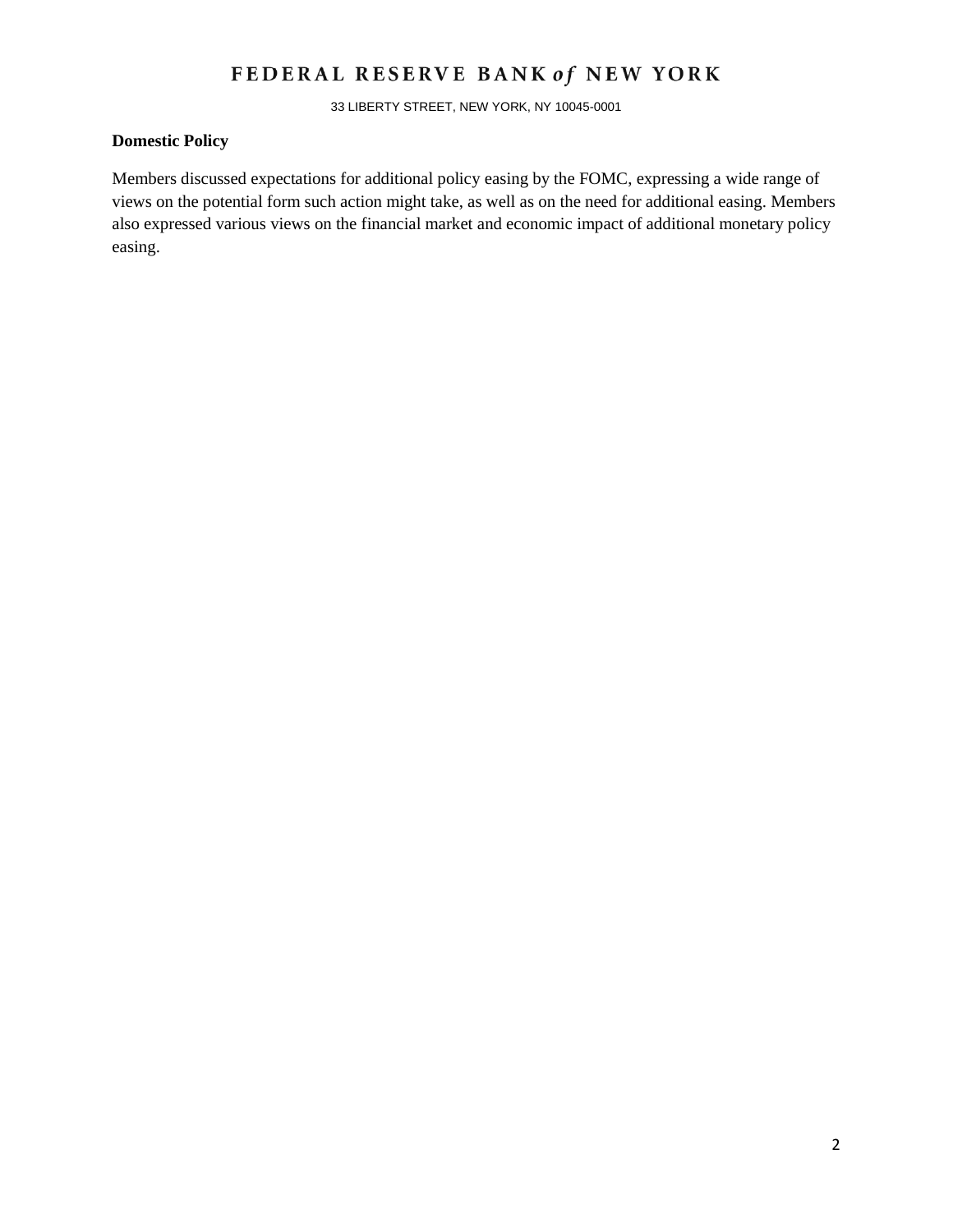### Domestic Policy

Members discussed expectations for additional policy easing by the FOMC, expressing a wide range of views on the potential form such action might take, as well as on the need for additional easing. Members also expressed various views on the financial market and economic impact of additional monetary policy easing.